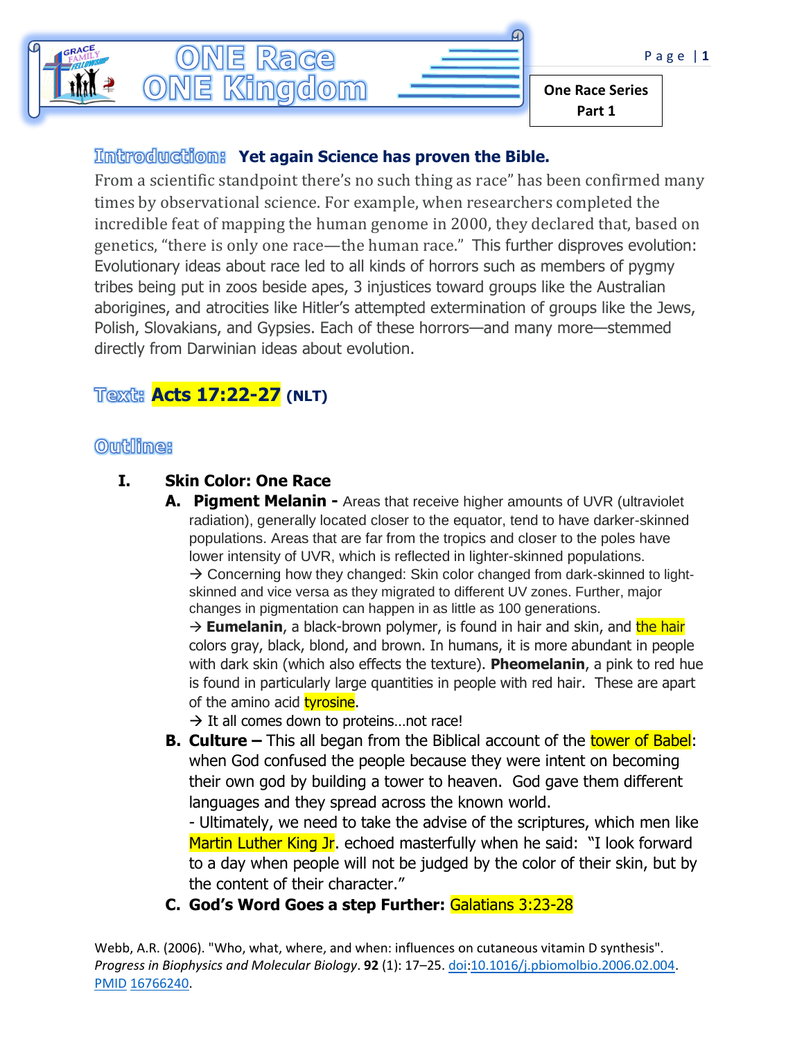# ONE Race ONE Kingdom

**One Race Series Part 1**

## Introduction: Yet again Science has proven the Bible.

From a scientific standpoint there's no such thing as race" has been confirmed many times by observational science. For example, when researchers completed the incredible feat of mapping the human genome in 2000, they declared that, based on genetics, "there is only one race—the human race." This further disproves evolution: Evolutionary ideas about race led to all kinds of horrors such as members of pygmy tribes being put in zoos beside apes, 3 injustices toward groups like the Australian aborigines, and atrocities like Hitler's attempted extermination of groups like the Jews, Polish, Slovakians, and Gypsies. Each of these horrors—and many more—stemmed directly from Darwinian ideas about evolution.

## Text: Acts 17:22-27 (NLT)

## Outline:

**I. Skin Color: One Race**

**A. Pigment Melanin -** Areas that receive higher amounts of UVR (ultraviolet radiation), generally located closer to the equator, tend to have darker-skinned populations. Areas that are far from the tropics and closer to the poles have lower intensity of UVR, which is reflected in lighter-skinned populations.
→ Concerning how they changed: Skin color changed from dark-skinned to light-skinned and vice versa as they migrated to different UV zones. Further, major changes in pigmentation can happen in as little as 100 generations.
→ **Eumelanin**, a black-brown polymer, is found in hair and skin, and the hair colors gray, black, blond, and brown. In humans, it is more abundant in people with dark skin (which also effects the texture). **Pheomelanin**, a pink to red hue is found in particularly large quantities in people with red hair. These are apart of the amino acid tyrosine.
→ It all comes down to proteins…not race!

**B. Culture –** This all began from the Biblical account of the tower of Babel: when God confused the people because they were intent on becoming their own god by building a tower to heaven. God gave them different languages and they spread across the known world.
- Ultimately, we need to take the advise of the scriptures, which men like Martin Luther King Jr. echoed masterfully when he said: "I look forward to a day when people will not be judged by the color of their skin, but by the content of their character."

**C. God's Word Goes a step Further:** Galatians 3:23-28

Webb, A.R. (2006). "Who, what, where, and when: influences on cutaneous vitamin D synthesis". *Progress in Biophysics and Molecular Biology*. **92** (1): 17–25. doi:10.1016/j.pbiomolbio.2006.02.004. PMID 16766240.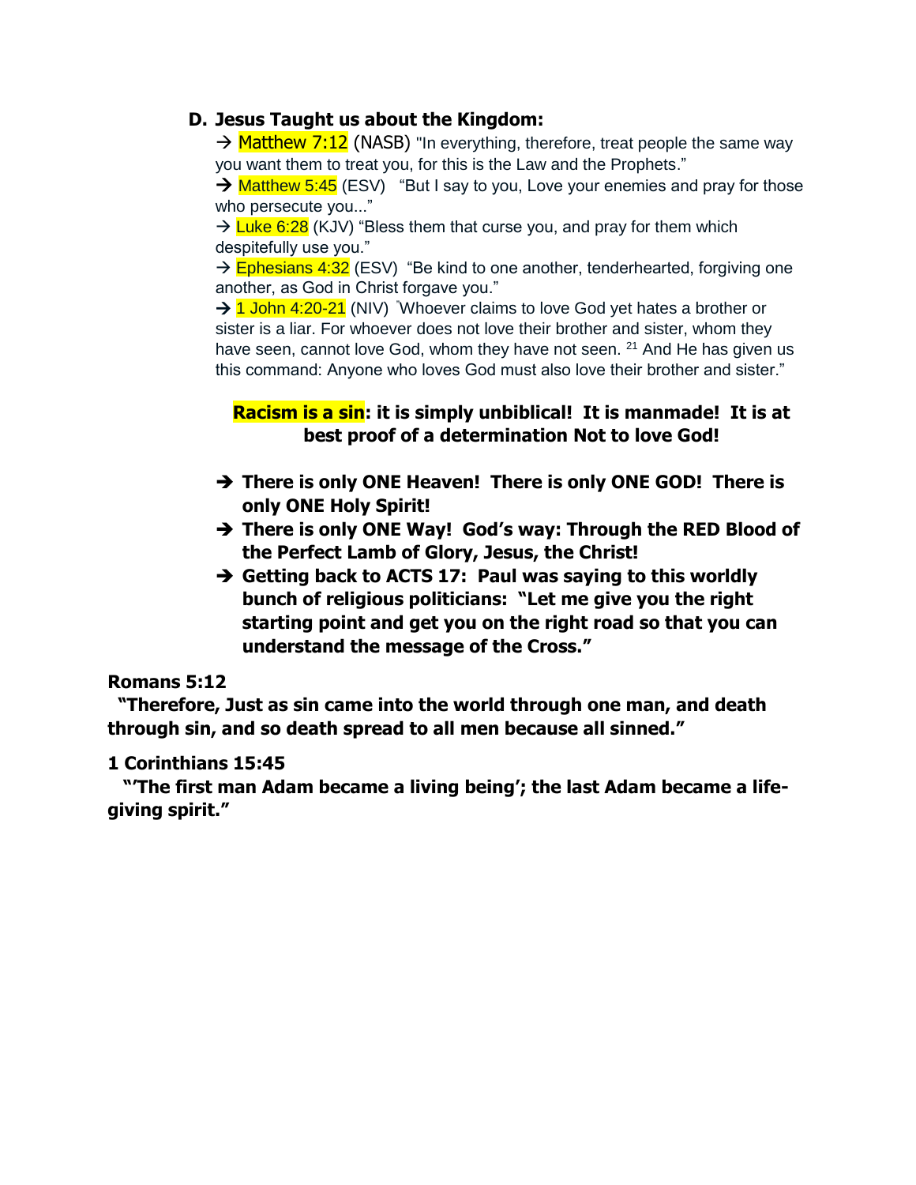### D. Jesus Taught us about the Kingdom:

→ Matthew 7:12 (NASB) "In everything, therefore, treat people the same way you want them to treat you, for this is the Law and the Prophets."

→ Matthew 5:45 (ESV) "But I say to you, Love your enemies and pray for those who persecute you..."

→ Luke 6:28 (KJV) "Bless them that curse you, and pray for them which despitefully use you."

→ Ephesians 4:32 (ESV) "Be kind to one another, tenderhearted, forgiving one another, as God in Christ forgave you."

→ 1 John 4:20-21 (NIV) "Whoever claims to love God yet hates a brother or sister is a liar. For whoever does not love their brother and sister, whom they have seen, cannot love God, whom they have not seen. [21] And He has given us this command: Anyone who loves God must also love their brother and sister."

**Racism is a sin: it is simply unbiblical! It is manmade! It is at best proof of a determination Not to love God!**

- **There is only ONE Heaven! There is only ONE GOD! There is only ONE Holy Spirit!**
- **There is only ONE Way! God's way: Through the RED Blood of the Perfect Lamb of Glory, Jesus, the Christ!**
- **Getting back to ACTS 17: Paul was saying to this worldly bunch of religious politicians: "Let me give you the right starting point and get you on the right road so that you can understand the message of the Cross."**

**Romans 5:12**

**"Therefore, Just as sin came into the world through one man, and death through sin, and so death spread to all men because all sinned."**

**1 Corinthians 15:45**

**"'The first man Adam became a living being'; the last Adam became a life-giving spirit."**